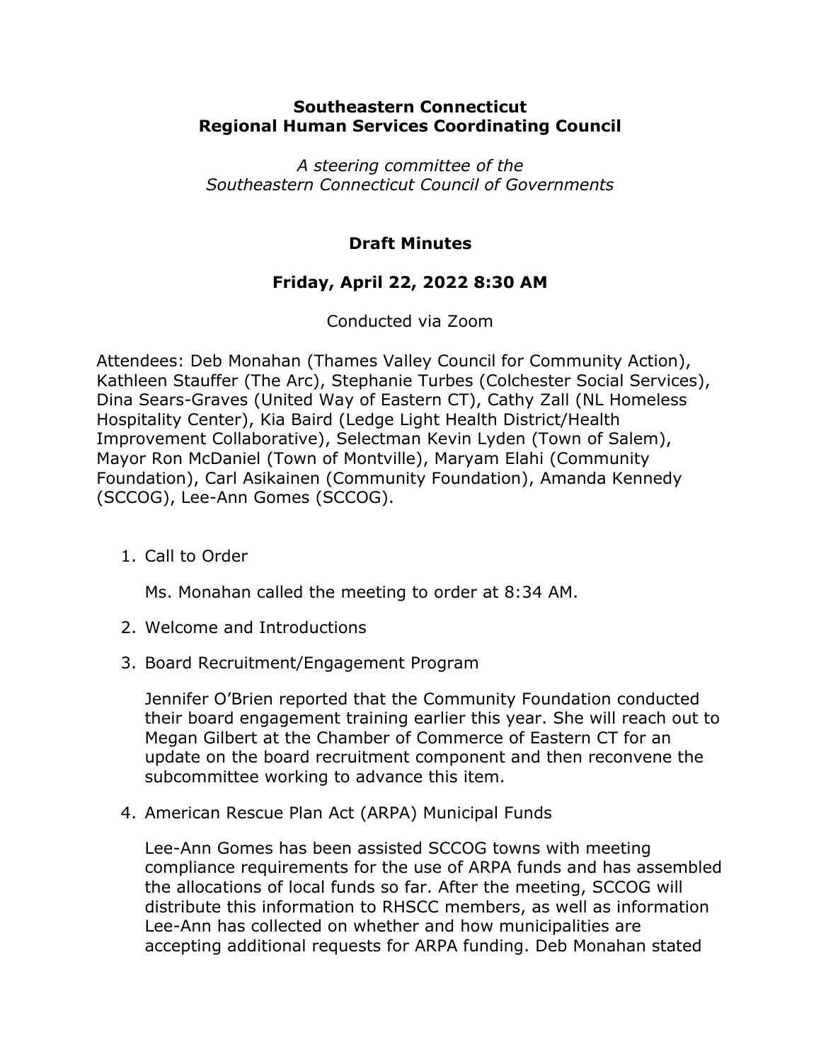**Southeastern Connecticut**
**Regional Human Services Coordinating Council**

*A steering committee of the*
*Southeastern Connecticut Council of Governments*

**Draft Minutes**

**Friday, April 22, 2022 8:30 AM**

Conducted via Zoom

Attendees: Deb Monahan (Thames Valley Council for Community Action), Kathleen Stauffer (The Arc), Stephanie Turbes (Colchester Social Services), Dina Sears-Graves (United Way of Eastern CT), Cathy Zall (NL Homeless Hospitality Center), Kia Baird (Ledge Light Health District/Health Improvement Collaborative), Selectman Kevin Lyden (Town of Salem), Mayor Ron McDaniel (Town of Montville), Maryam Elahi (Community Foundation), Carl Asikainen (Community Foundation), Amanda Kennedy (SCCOG), Lee-Ann Gomes (SCCOG).

1. Call to Order

   Ms. Monahan called the meeting to order at 8:34 AM.

2. Welcome and Introductions

3. Board Recruitment/Engagement Program

   Jennifer O'Brien reported that the Community Foundation conducted their board engagement training earlier this year. She will reach out to Megan Gilbert at the Chamber of Commerce of Eastern CT for an update on the board recruitment component and then reconvene the subcommittee working to advance this item.

4. American Rescue Plan Act (ARPA) Municipal Funds

   Lee-Ann Gomes has been assisted SCCOG towns with meeting compliance requirements for the use of ARPA funds and has assembled the allocations of local funds so far. After the meeting, SCCOG will distribute this information to RHSCC members, as well as information Lee-Ann has collected on whether and how municipalities are accepting additional requests for ARPA funding. Deb Monahan stated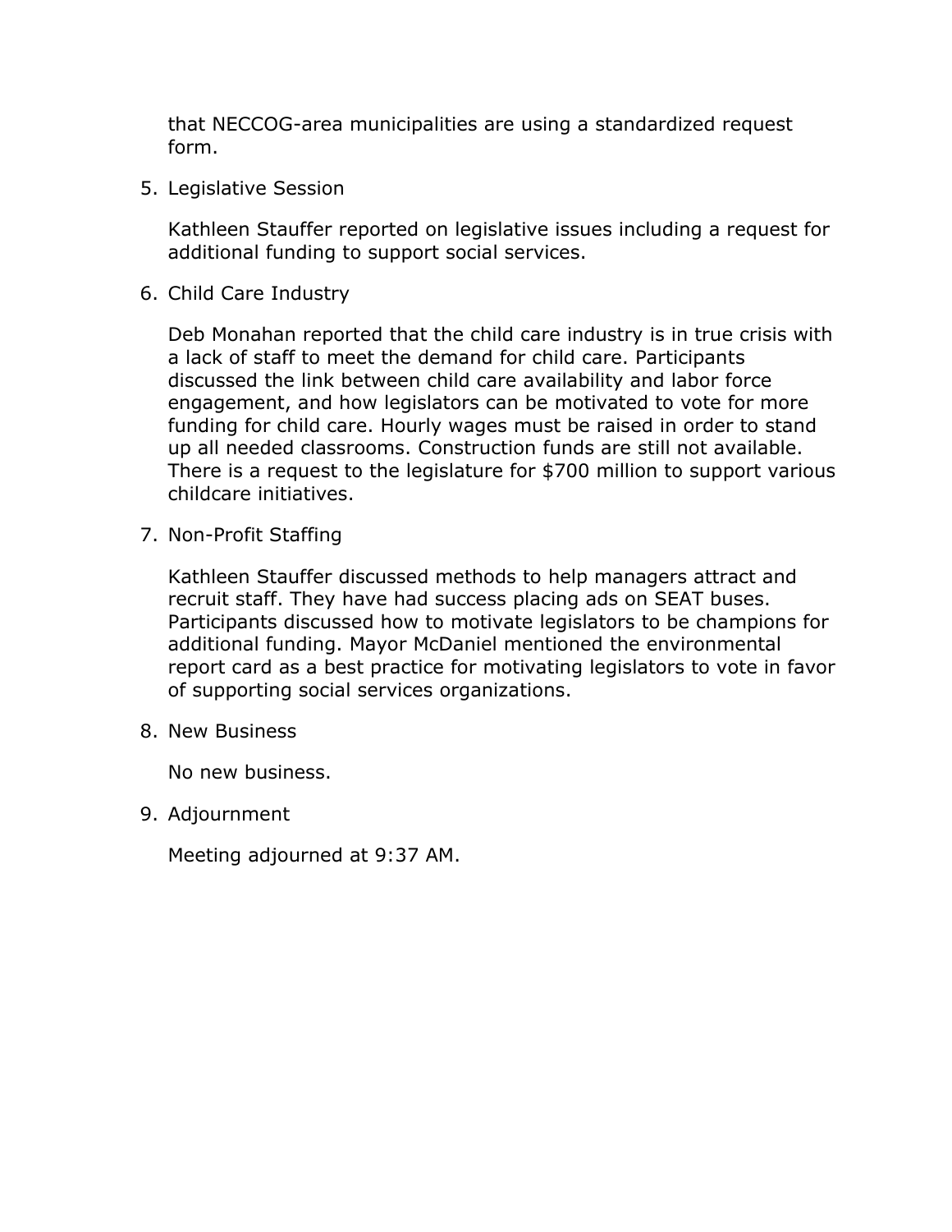that NECCOG-area municipalities are using a standardized request form.

5. Legislative Session

   Kathleen Stauffer reported on legislative issues including a request for additional funding to support social services.

6. Child Care Industry

   Deb Monahan reported that the child care industry is in true crisis with a lack of staff to meet the demand for child care. Participants discussed the link between child care availability and labor force engagement, and how legislators can be motivated to vote for more funding for child care. Hourly wages must be raised in order to stand up all needed classrooms. Construction funds are still not available. There is a request to the legislature for $700 million to support various childcare initiatives.

7. Non-Profit Staffing

   Kathleen Stauffer discussed methods to help managers attract and recruit staff. They have had success placing ads on SEAT buses. Participants discussed how to motivate legislators to be champions for additional funding. Mayor McDaniel mentioned the environmental report card as a best practice for motivating legislators to vote in favor of supporting social services organizations.

8. New Business

   No new business.

9. Adjournment

   Meeting adjourned at 9:37 AM.